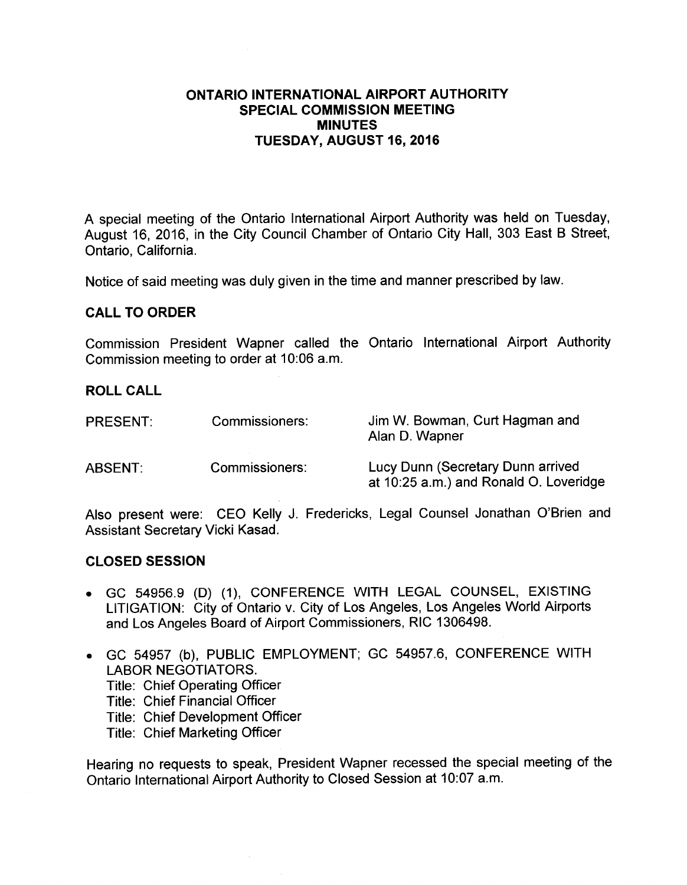# ONTARIO INTERNATIONAL AIRPORT AUTHORITY
## SPECIAL COMMISSION MEETING
## MINUTES
## TUESDAY, AUGUST 16, 2016

A special meeting of the Ontario International Airport Authority was held on Tuesday, August 16, 2016, in the City Council Chamber of Ontario City Hall, 303 East B Street, Ontario, California.

Notice of said meeting was duly given in the time and manner prescribed by law.

### CALL TO ORDER

Commission President Wapner called the Ontario International Airport Authority Commission meeting to order at 10:06 a.m.

### ROLL CALL

| | | |
|---|---|---|
| PRESENT: | Commissioners: | Jim W. Bowman, Curt Hagman and Alan D. Wapner |
| ABSENT: | Commissioners: | Lucy Dunn (Secretary Dunn arrived at 10:25 a.m.) and Ronald O. Loveridge |

Also present were: CEO Kelly J. Fredericks, Legal Counsel Jonathan O'Brien and Assistant Secretary Vicki Kasad.

### CLOSED SESSION

- GC 54956.9 (D) (1), CONFERENCE WITH LEGAL COUNSEL, EXISTING LITIGATION: City of Ontario v. City of Los Angeles, Los Angeles World Airports and Los Angeles Board of Airport Commissioners, RIC 1306498.

- GC 54957 (b), PUBLIC EMPLOYMENT; GC 54957.6, CONFERENCE WITH LABOR NEGOTIATORS.
  Title: Chief Operating Officer
  Title: Chief Financial Officer
  Title: Chief Development Officer
  Title: Chief Marketing Officer

Hearing no requests to speak, President Wapner recessed the special meeting of the Ontario International Airport Authority to Closed Session at 10:07 a.m.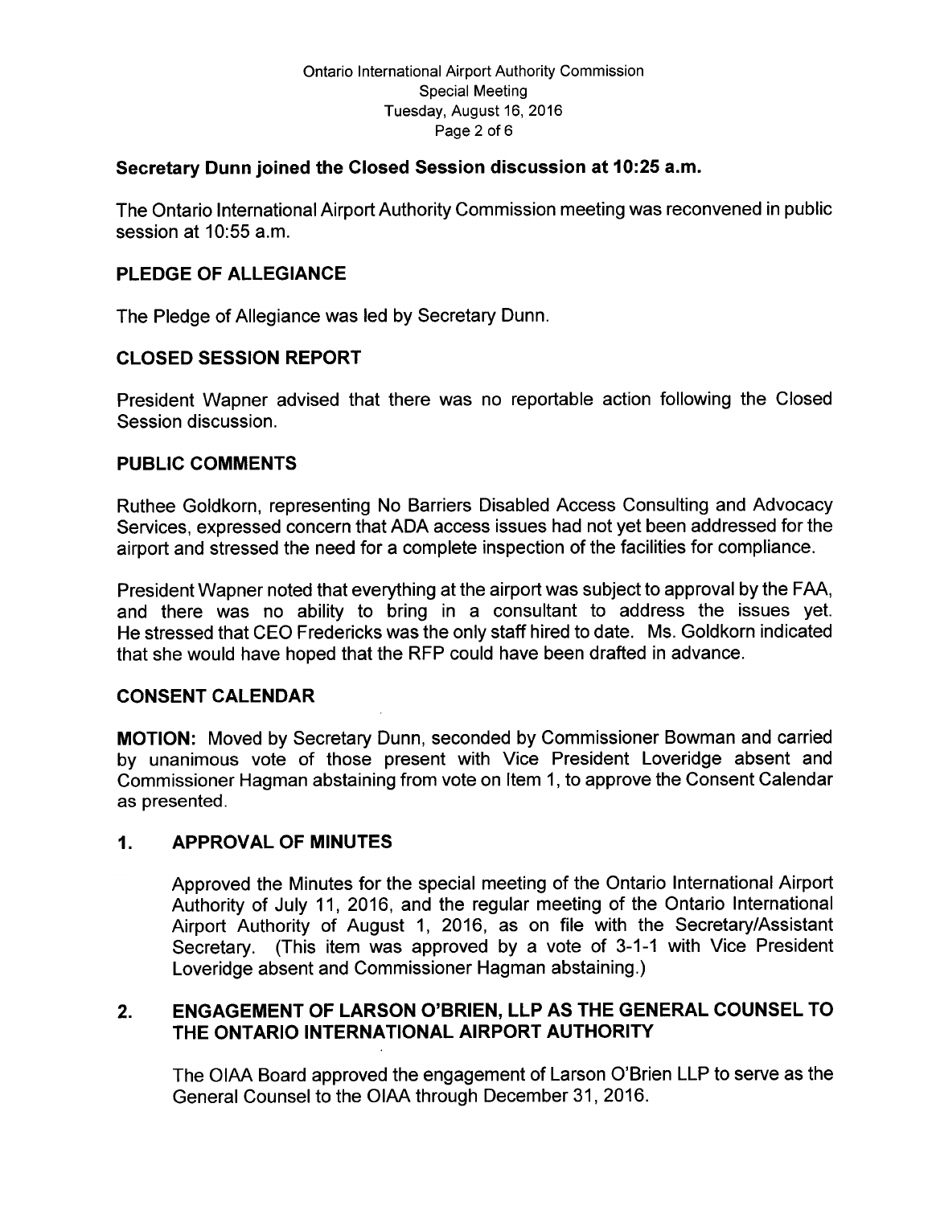**Secretary Dunn joined the Closed Session discussion at 10:25 a.m.**

The Ontario International Airport Authority Commission meeting was reconvened in public session at 10:55 a.m.

## PLEDGE OF ALLEGIANCE

The Pledge of Allegiance was led by Secretary Dunn.

## CLOSED SESSION REPORT

President Wapner advised that there was no reportable action following the Closed Session discussion.

## PUBLIC COMMENTS

Ruthee Goldkorn, representing No Barriers Disabled Access Consulting and Advocacy Services, expressed concern that ADA access issues had not yet been addressed for the airport and stressed the need for a complete inspection of the facilities for compliance.

President Wapner noted that everything at the airport was subject to approval by the FAA, and there was no ability to bring in a consultant to address the issues yet. He stressed that CEO Fredericks was the only staff hired to date. Ms. Goldkorn indicated that she would have hoped that the RFP could have been drafted in advance.

## CONSENT CALENDAR

**MOTION:** Moved by Secretary Dunn, seconded by Commissioner Bowman and carried by unanimous vote of those present with Vice President Loveridge absent and Commissioner Hagman abstaining from vote on Item 1, to approve the Consent Calendar as presented.

### 1. APPROVAL OF MINUTES

Approved the Minutes for the special meeting of the Ontario International Airport Authority of July 11, 2016, and the regular meeting of the Ontario International Airport Authority of August 1, 2016, as on file with the Secretary/Assistant Secretary. (This item was approved by a vote of 3-1-1 with Vice President Loveridge absent and Commissioner Hagman abstaining.)

### 2. ENGAGEMENT OF LARSON O'BRIEN, LLP AS THE GENERAL COUNSEL TO THE ONTARIO INTERNATIONAL AIRPORT AUTHORITY

The OIAA Board approved the engagement of Larson O'Brien LLP to serve as the General Counsel to the OIAA through December 31, 2016.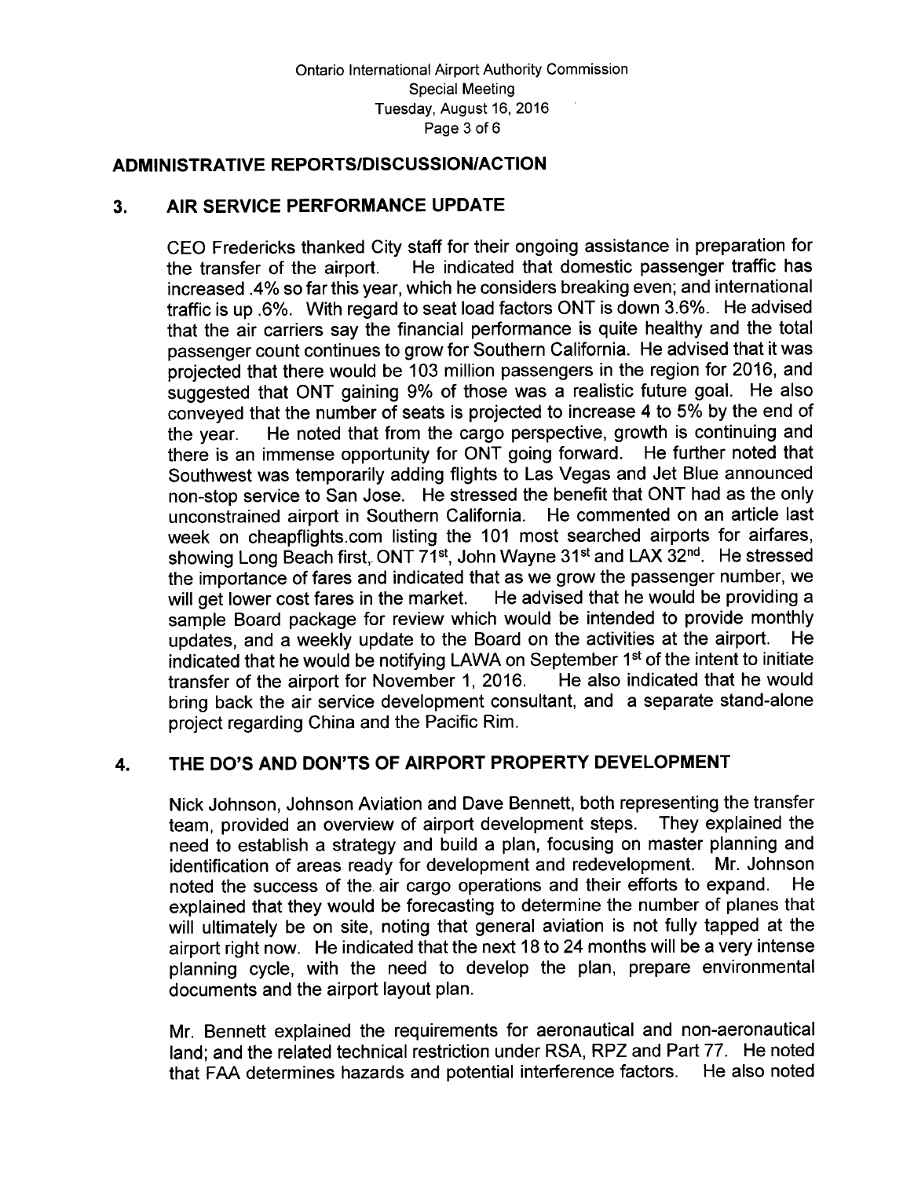## ADMINISTRATIVE REPORTS/DISCUSSION/ACTION

### 3. AIR SERVICE PERFORMANCE UPDATE

CEO Fredericks thanked City staff for their ongoing assistance in preparation for the transfer of the airport. He indicated that domestic passenger traffic has increased .4% so far this year, which he considers breaking even; and international traffic is up .6%. With regard to seat load factors ONT is down 3.6%. He advised that the air carriers say the financial performance is quite healthy and the total passenger count continues to grow for Southern California. He advised that it was projected that there would be 103 million passengers in the region for 2016, and suggested that ONT gaining 9% of those was a realistic future goal. He also conveyed that the number of seats is projected to increase 4 to 5% by the end of the year. He noted that from the cargo perspective, growth is continuing and there is an immense opportunity for ONT going forward. He further noted that Southwest was temporarily adding flights to Las Vegas and Jet Blue announced non-stop service to San Jose. He stressed the benefit that ONT had as the only unconstrained airport in Southern California. He commented on an article last week on cheapflights.com listing the 101 most searched airports for airfares, showing Long Beach first, ONT 71st, John Wayne 31st and LAX 32nd. He stressed the importance of fares and indicated that as we grow the passenger number, we will get lower cost fares in the market. He advised that he would be providing a sample Board package for review which would be intended to provide monthly updates, and a weekly update to the Board on the activities at the airport. He indicated that he would be notifying LAWA on September 1st of the intent to initiate transfer of the airport for November 1, 2016. He also indicated that he would bring back the air service development consultant, and a separate stand-alone project regarding China and the Pacific Rim.

### 4. THE DO'S AND DON'TS OF AIRPORT PROPERTY DEVELOPMENT

Nick Johnson, Johnson Aviation and Dave Bennett, both representing the transfer team, provided an overview of airport development steps. They explained the need to establish a strategy and build a plan, focusing on master planning and identification of areas ready for development and redevelopment. Mr. Johnson noted the success of the air cargo operations and their efforts to expand. He explained that they would be forecasting to determine the number of planes that will ultimately be on site, noting that general aviation is not fully tapped at the airport right now. He indicated that the next 18 to 24 months will be a very intense planning cycle, with the need to develop the plan, prepare environmental documents and the airport layout plan.

Mr. Bennett explained the requirements for aeronautical and non-aeronautical land; and the related technical restriction under RSA, RPZ and Part 77. He noted that FAA determines hazards and potential interference factors. He also noted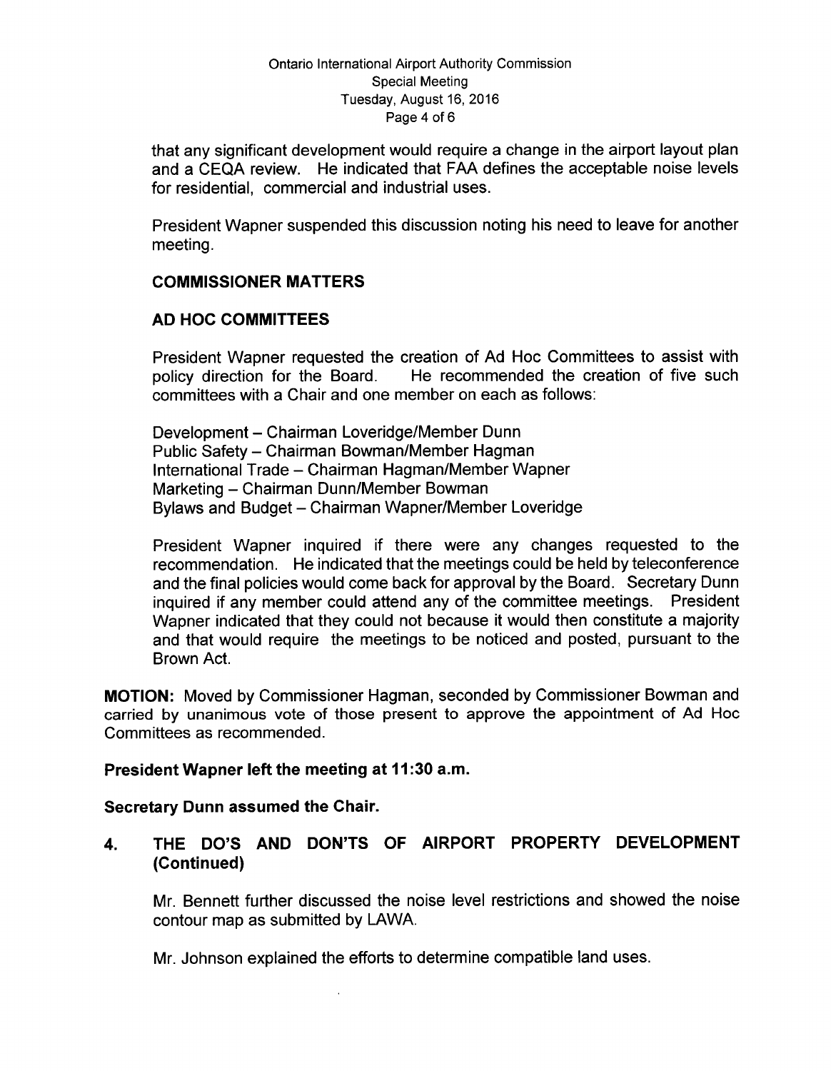that any significant development would require a change in the airport layout plan and a CEQA review. He indicated that FAA defines the acceptable noise levels for residential, commercial and industrial uses.

President Wapner suspended this discussion noting his need to leave for another meeting.

**COMMISSIONER MATTERS**

**AD HOC COMMITTEES**

President Wapner requested the creation of Ad Hoc Committees to assist with policy direction for the Board. He recommended the creation of five such committees with a Chair and one member on each as follows:

Development – Chairman Loveridge/Member Dunn
Public Safety – Chairman Bowman/Member Hagman
International Trade – Chairman Hagman/Member Wapner
Marketing – Chairman Dunn/Member Bowman
Bylaws and Budget – Chairman Wapner/Member Loveridge

President Wapner inquired if there were any changes requested to the recommendation. He indicated that the meetings could be held by teleconference and the final policies would come back for approval by the Board. Secretary Dunn inquired if any member could attend any of the committee meetings. President Wapner indicated that they could not because it would then constitute a majority and that would require the meetings to be noticed and posted, pursuant to the Brown Act.

**MOTION:** Moved by Commissioner Hagman, seconded by Commissioner Bowman and carried by unanimous vote of those present to approve the appointment of Ad Hoc Committees as recommended.

**President Wapner left the meeting at 11:30 a.m.**

**Secretary Dunn assumed the Chair.**

**4. THE DO'S AND DON'TS OF AIRPORT PROPERTY DEVELOPMENT (Continued)**

Mr. Bennett further discussed the noise level restrictions and showed the noise contour map as submitted by LAWA.

Mr. Johnson explained the efforts to determine compatible land uses.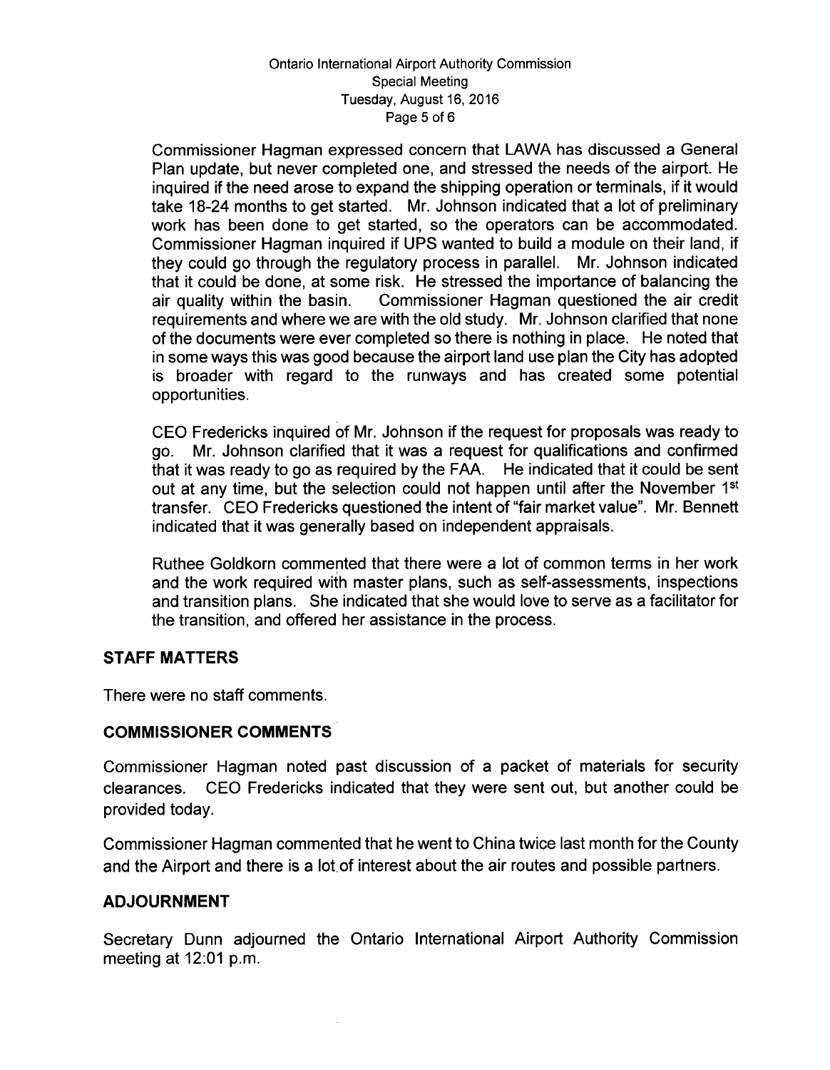Commissioner Hagman expressed concern that LAWA has discussed a General Plan update, but never completed one, and stressed the needs of the airport. He inquired if the need arose to expand the shipping operation or terminals, if it would take 18-24 months to get started. Mr. Johnson indicated that a lot of preliminary work has been done to get started, so the operators can be accommodated. Commissioner Hagman inquired if UPS wanted to build a module on their land, if they could go through the regulatory process in parallel. Mr. Johnson indicated that it could be done, at some risk. He stressed the importance of balancing the air quality within the basin. Commissioner Hagman questioned the air credit requirements and where we are with the old study. Mr. Johnson clarified that none of the documents were ever completed so there is nothing in place. He noted that in some ways this was good because the airport land use plan the City has adopted is broader with regard to the runways and has created some potential opportunities.

CEO Fredericks inquired of Mr. Johnson if the request for proposals was ready to go. Mr. Johnson clarified that it was a request for qualifications and confirmed that it was ready to go as required by the FAA. He indicated that it could be sent out at any time, but the selection could not happen until after the November 1st transfer. CEO Fredericks questioned the intent of "fair market value". Mr. Bennett indicated that it was generally based on independent appraisals.

Ruthee Goldkorn commented that there were a lot of common terms in her work and the work required with master plans, such as self-assessments, inspections and transition plans. She indicated that she would love to serve as a facilitator for the transition, and offered her assistance in the process.

## STAFF MATTERS

There were no staff comments.

## COMMISSIONER COMMENTS

Commissioner Hagman noted past discussion of a packet of materials for security clearances. CEO Fredericks indicated that they were sent out, but another could be provided today.

Commissioner Hagman commented that he went to China twice last month for the County and the Airport and there is a lot of interest about the air routes and possible partners.

## ADJOURNMENT

Secretary Dunn adjourned the Ontario International Airport Authority Commission meeting at 12:01 p.m.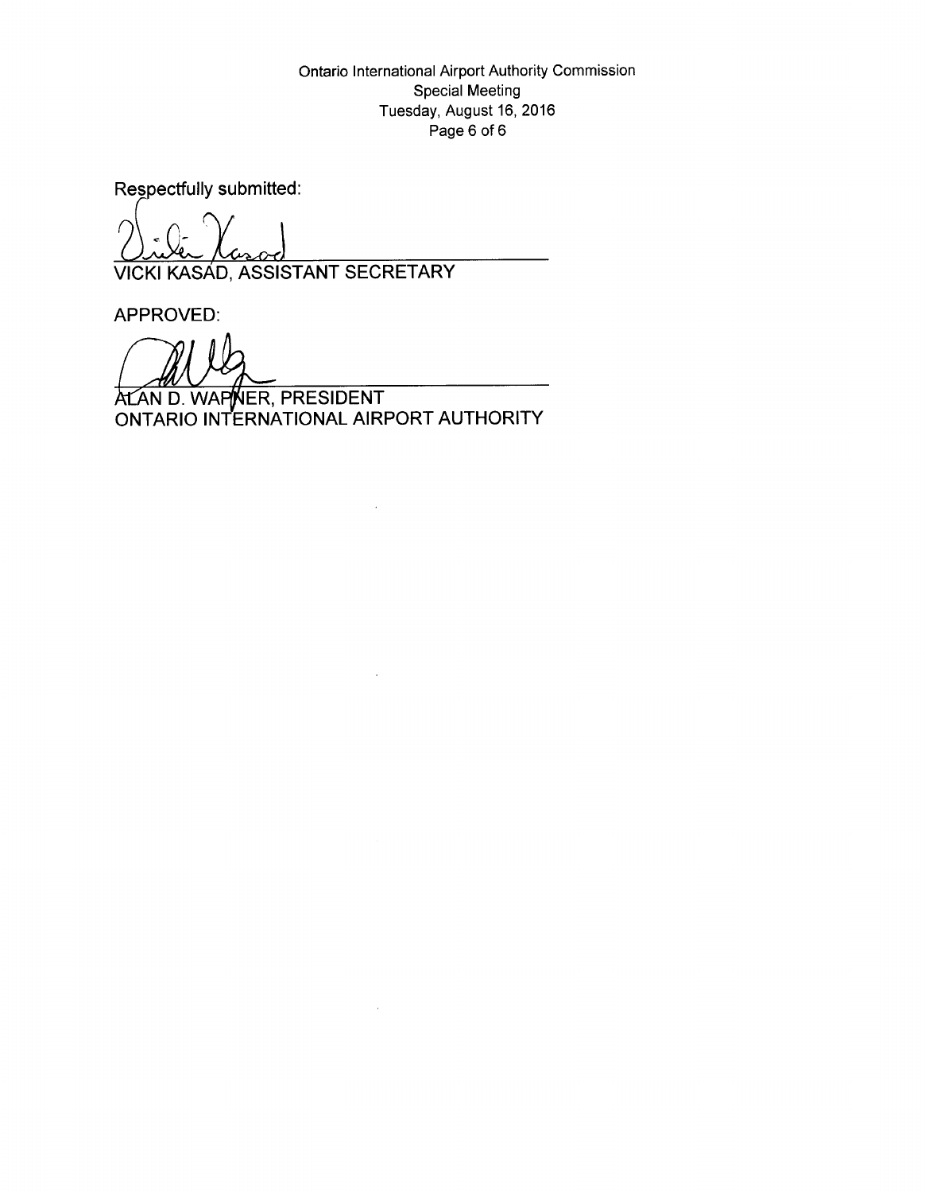Respectfully submitted:

VICKI KASAD, ASSISTANT SECRETARY

APPROVED:

ALAN D. WAPNER, PRESIDENT
ONTARIO INTERNATIONAL AIRPORT AUTHORITY